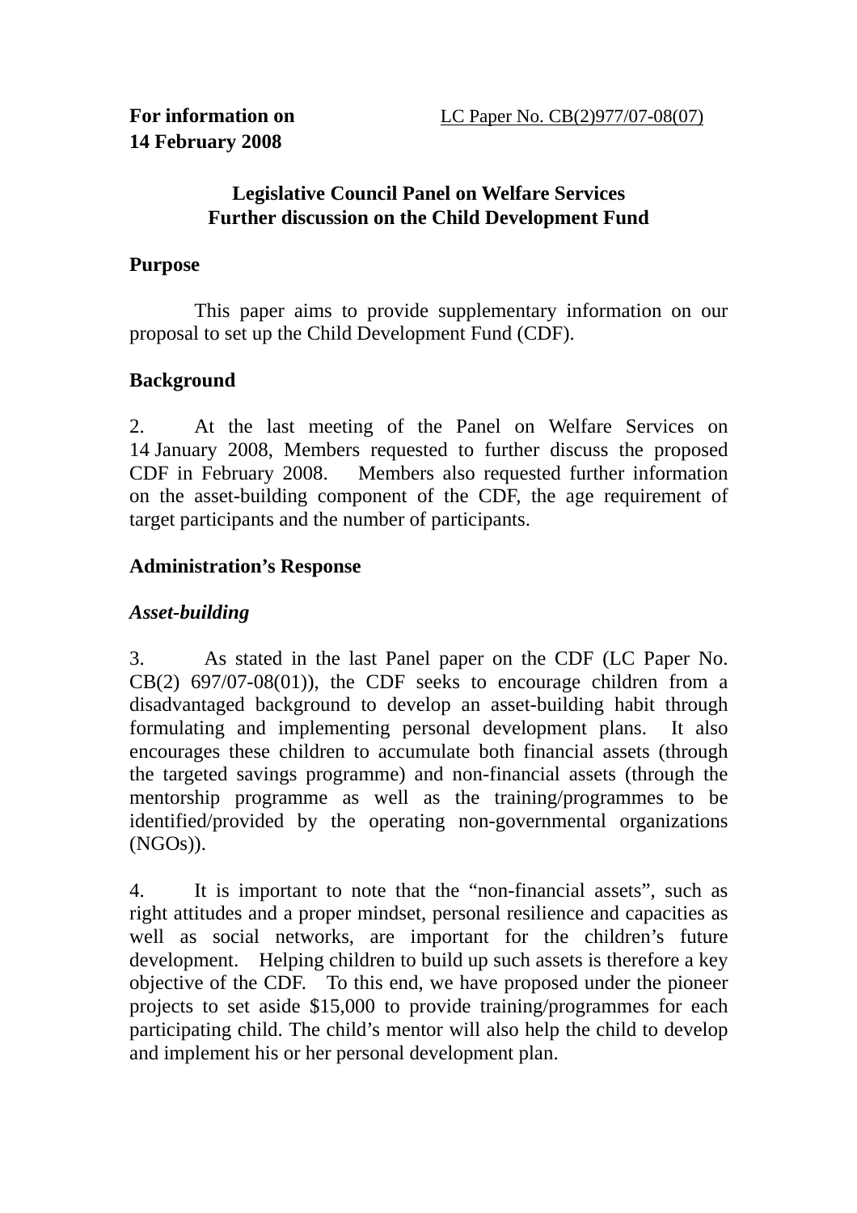**For information on 14 February 2008**

LC Paper No. CB(2)977/07-08(07)

## Legislative Council Panel on Welfare Services
## Further discussion on the Child Development Fund

### Purpose

This paper aims to provide supplementary information on our proposal to set up the Child Development Fund (CDF).

### Background

2. At the last meeting of the Panel on Welfare Services on 14 January 2008, Members requested to further discuss the proposed CDF in February 2008. Members also requested further information on the asset-building component of the CDF, the age requirement of target participants and the number of participants.

### Administration's Response

#### *Asset-building*

3. As stated in the last Panel paper on the CDF (LC Paper No. CB(2) 697/07-08(01)), the CDF seeks to encourage children from a disadvantaged background to develop an asset-building habit through formulating and implementing personal development plans. It also encourages these children to accumulate both financial assets (through the targeted savings programme) and non-financial assets (through the mentorship programme as well as the training/programmes to be identified/provided by the operating non-governmental organizations (NGOs)).

4. It is important to note that the "non-financial assets", such as right attitudes and a proper mindset, personal resilience and capacities as well as social networks, are important for the children's future development. Helping children to build up such assets is therefore a key objective of the CDF. To this end, we have proposed under the pioneer projects to set aside $15,000 to provide training/programmes for each participating child. The child's mentor will also help the child to develop and implement his or her personal development plan.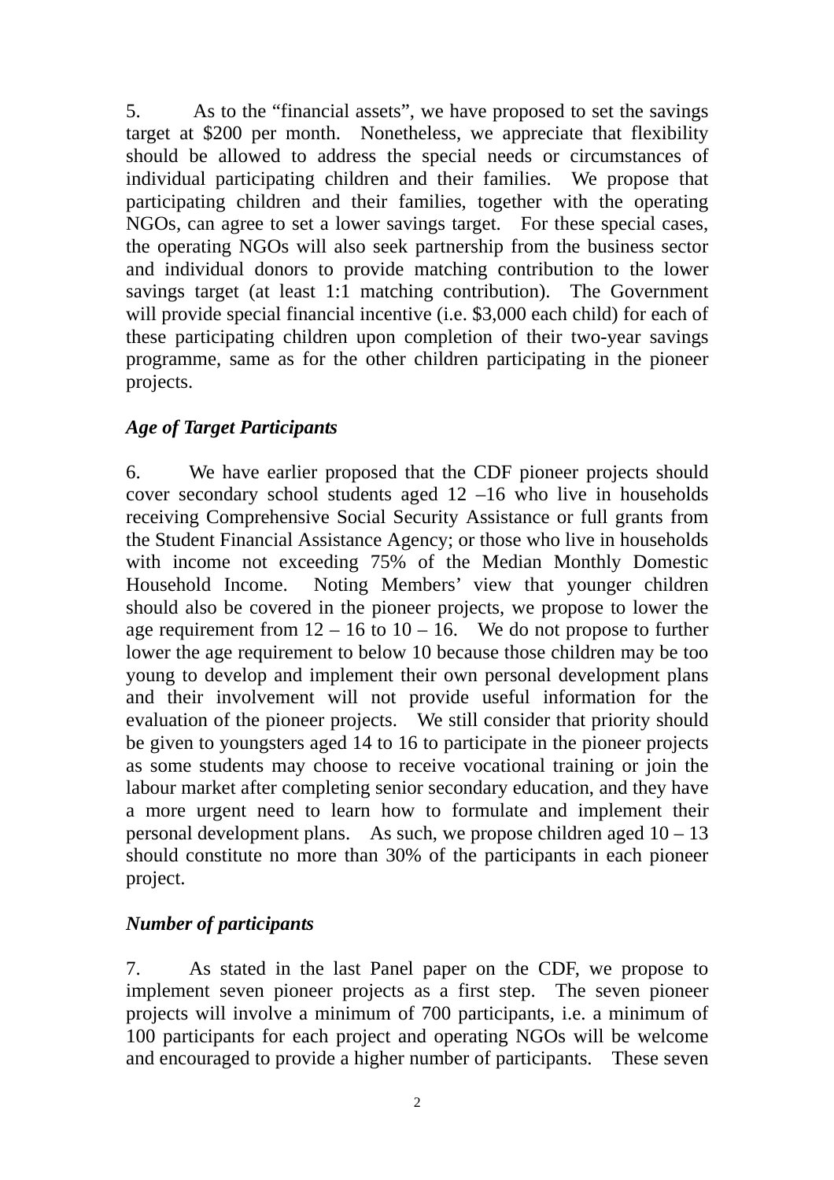5. As to the "financial assets", we have proposed to set the savings target at $200 per month. Nonetheless, we appreciate that flexibility should be allowed to address the special needs or circumstances of individual participating children and their families. We propose that participating children and their families, together with the operating NGOs, can agree to set a lower savings target. For these special cases, the operating NGOs will also seek partnership from the business sector and individual donors to provide matching contribution to the lower savings target (at least 1:1 matching contribution). The Government will provide special financial incentive (i.e. $3,000 each child) for each of these participating children upon completion of their two-year savings programme, same as for the other children participating in the pioneer projects.

***Age of Target Participants***

6. We have earlier proposed that the CDF pioneer projects should cover secondary school students aged 12 –16 who live in households receiving Comprehensive Social Security Assistance or full grants from the Student Financial Assistance Agency; or those who live in households with income not exceeding 75% of the Median Monthly Domestic Household Income. Noting Members' view that younger children should also be covered in the pioneer projects, we propose to lower the age requirement from 12 – 16 to 10 – 16. We do not propose to further lower the age requirement to below 10 because those children may be too young to develop and implement their own personal development plans and their involvement will not provide useful information for the evaluation of the pioneer projects. We still consider that priority should be given to youngsters aged 14 to 16 to participate in the pioneer projects as some students may choose to receive vocational training or join the labour market after completing senior secondary education, and they have a more urgent need to learn how to formulate and implement their personal development plans. As such, we propose children aged 10 – 13 should constitute no more than 30% of the participants in each pioneer project.

***Number of participants***

7. As stated in the last Panel paper on the CDF, we propose to implement seven pioneer projects as a first step. The seven pioneer projects will involve a minimum of 700 participants, i.e. a minimum of 100 participants for each project and operating NGOs will be welcome and encouraged to provide a higher number of participants. These seven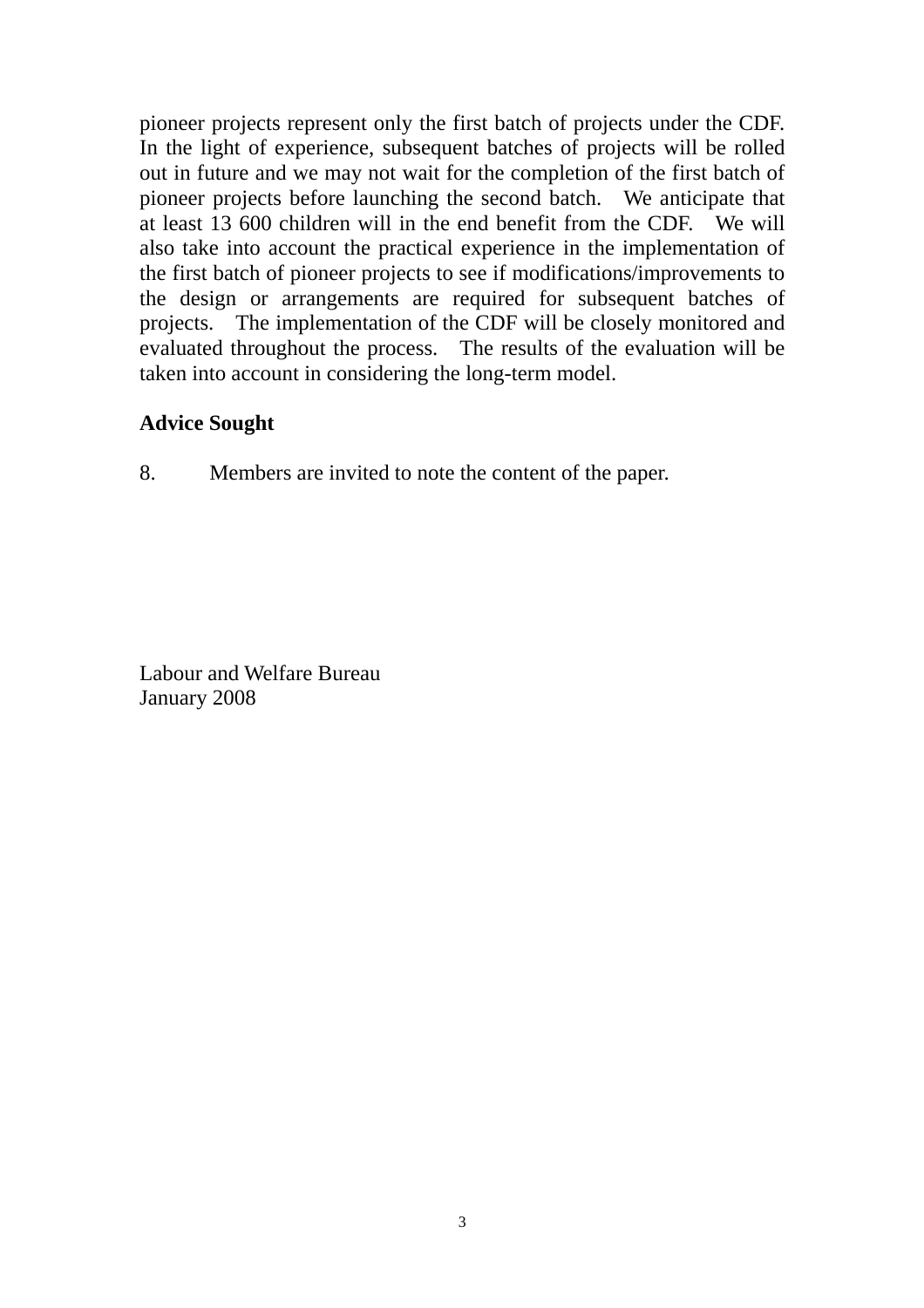pioneer projects represent only the first batch of projects under the CDF. In the light of experience, subsequent batches of projects will be rolled out in future and we may not wait for the completion of the first batch of pioneer projects before launching the second batch. We anticipate that at least 13 600 children will in the end benefit from the CDF. We will also take into account the practical experience in the implementation of the first batch of pioneer projects to see if modifications/improvements to the design or arrangements are required for subsequent batches of projects. The implementation of the CDF will be closely monitored and evaluated throughout the process. The results of the evaluation will be taken into account in considering the long-term model.

**Advice Sought**

8. Members are invited to note the content of the paper.

Labour and Welfare Bureau
January 2008